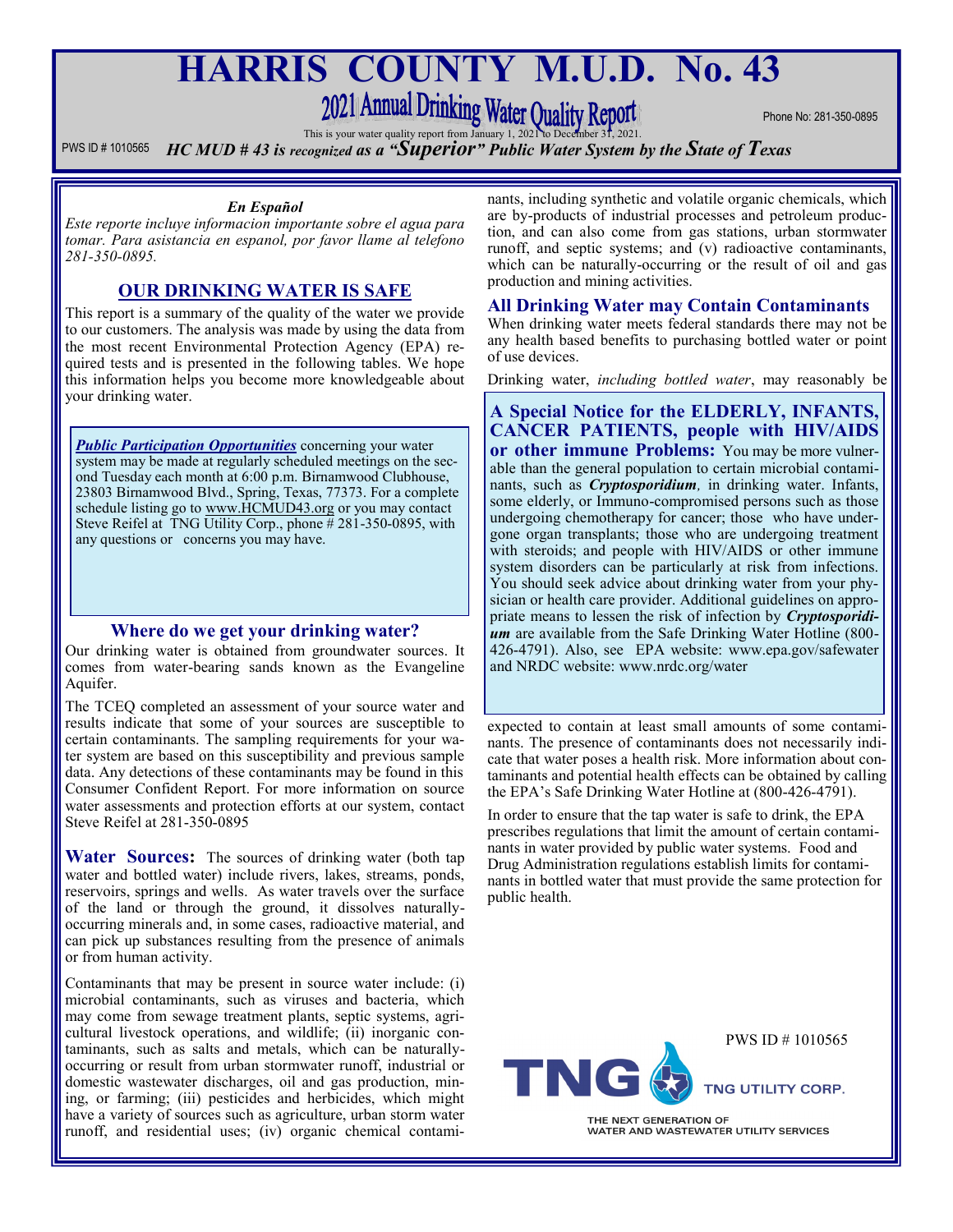# HARRIS COUNTY M.U.D. No. 43

## 2021 Annual Drinking Water Quality Report

Phone No: 281-350-0895

This is your water quality report from January 1, 2021 to December 31, 2021.

PWS ID # 1010565 *HC MUD # 43 is recognized as a "Superior" Public Water System by the State of Texas*

***En Español***

*Este reporte incluye informacion importante sobre el agua para tomar. Para asistancia en espanol, por favor llame al telefono 281-350-0895.*

### OUR DRINKING WATER IS SAFE

This report is a summary of the quality of the water we provide to our customers. The analysis was made by using the data from the most recent Environmental Protection Agency (EPA) required tests and is presented in the following tables. We hope this information helps you become more knowledgeable about your drinking water.

***Public Participation Opportunities*** concerning your water system may be made at regularly scheduled meetings on the second Tuesday each month at 6:00 p.m. Birnamwood Clubhouse, 23803 Birnamwood Blvd., Spring, Texas, 77373. For a complete schedule listing go to www.HCMUD43.org or you may contact Steve Reifel at TNG Utility Corp., phone # 281-350-0895, with any questions or concerns you may have.

### Where do we get your drinking water?

Our drinking water is obtained from groundwater sources. It comes from water-bearing sands known as the Evangeline Aquifer.

The TCEQ completed an assessment of your source water and results indicate that some of your sources are susceptible to certain contaminants. The sampling requirements for your water system are based on this susceptibility and previous sample data. Any detections of these contaminants may be found in this Consumer Confident Report. For more information on source water assessments and protection efforts at our system, contact Steve Reifel at 281-350-0895

**Water Sources:** The sources of drinking water (both tap water and bottled water) include rivers, lakes, streams, ponds, reservoirs, springs and wells. As water travels over the surface of the land or through the ground, it dissolves naturally-occurring minerals and, in some cases, radioactive material, and can pick up substances resulting from the presence of animals or from human activity.

Contaminants that may be present in source water include: (i) microbial contaminants, such as viruses and bacteria, which may come from sewage treatment plants, septic systems, agricultural livestock operations, and wildlife; (ii) inorganic contaminants, such as salts and metals, which can be naturally-occurring or result from urban stormwater runoff, industrial or domestic wastewater discharges, oil and gas production, mining, or farming; (iii) pesticides and herbicides, which might have a variety of sources such as agriculture, urban storm water runoff, and residential uses; (iv) organic chemical contaminants, including synthetic and volatile organic chemicals, which are by-products of industrial processes and petroleum production, and can also come from gas stations, urban stormwater runoff, and septic systems; and (v) radioactive contaminants, which can be naturally-occurring or the result of oil and gas production and mining activities.

### All Drinking Water may Contain Contaminants

When drinking water meets federal standards there may not be any health based benefits to purchasing bottled water or point of use devices.

Drinking water, *including bottled water*, may reasonably be expected to contain at least small amounts of some contaminants. The presence of contaminants does not necessarily indicate that water poses a health risk. More information about contaminants and potential health effects can be obtained by calling the EPA's Safe Drinking Water Hotline at (800-426-4791).

In order to ensure that the tap water is safe to drink, the EPA prescribes regulations that limit the amount of certain contaminants in water provided by public water systems. Food and Drug Administration regulations establish limits for contaminants in bottled water that must provide the same protection for public health.

**A Special Notice for the ELDERLY, INFANTS, CANCER PATIENTS, people with HIV/AIDS or other immune Problems:** You may be more vulnerable than the general population to certain microbial contaminants, such as ***Cryptosporidium,*** in drinking water. Infants, some elderly, or Immuno-compromised persons such as those undergoing chemotherapy for cancer; those who have undergone organ transplants; those who are undergoing treatment with steroids; and people with HIV/AIDS or other immune system disorders can be particularly at risk from infections. You should seek advice about drinking water from your physician or health care provider. Additional guidelines on appropriate means to lessen the risk of infection by ***Cryptosporidium*** are available from the Safe Drinking Water Hotline (800-426-4791). Also, see EPA website: www.epa.gov/safewater and NRDC website: www.nrdc.org/water

PWS ID # 1010565

TNG UTILITY CORP.

THE NEXT GENERATION OF WATER AND WASTEWATER UTILITY SERVICES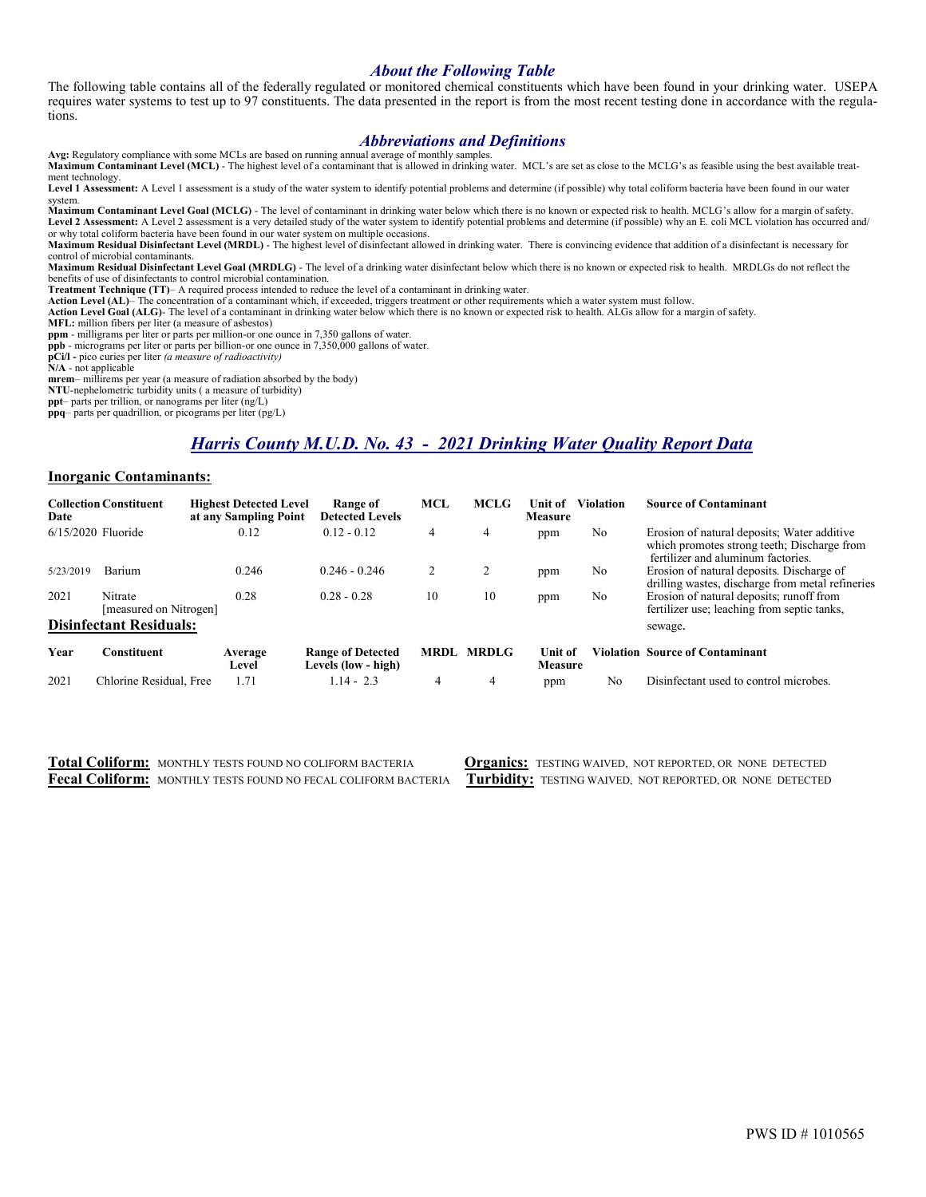## *About the Following Table*

The following table contains all of the federally regulated or monitored chemical constituents which have been found in your drinking water. USEPA requires water systems to test up to 97 constituents. The data presented in the report is from the most recent testing done in accordance with the regulations.

## *Abbreviations and Definitions*

**Avg:** Regulatory compliance with some MCLs are based on running annual average of monthly samples.
**Maximum Contaminant Level (MCL)** - The highest level of a contaminant that is allowed in drinking water. MCL's are set as close to the MCLG's as feasible using the best available treatment technology.
**Level 1 Assessment:** A Level 1 assessment is a study of the water system to identify potential problems and determine (if possible) why total coliform bacteria have been found in our water system.
**Maximum Contaminant Level Goal (MCLG)** - The level of contaminant in drinking water below which there is no known or expected risk to health. MCLG's allow for a margin of safety.
**Level 2 Assessment:** A Level 2 assessment is a very detailed study of the water system to identify potential problems and determine (if possible) why an E. coli MCL violation has occurred and/or why total coliform bacteria have been found in our water system on multiple occasions.
**Maximum Residual Disinfectant Level (MRDL)** - The highest level of disinfectant allowed in drinking water. There is convincing evidence that addition of a disinfectant is necessary for control of microbial contaminants.
**Maximum Residual Disinfectant Level Goal (MRDLG)** - The level of a drinking water disinfectant below which there is no known or expected risk to health. MRDLGs do not reflect the benefits of use of disinfectants to control microbial contamination.
**Treatment Technique (TT)**– A required process intended to reduce the level of a contaminant in drinking water.
**Action Level (AL)**– The concentration of a contaminant which, if exceeded, triggers treatment or other requirements which a water system must follow.
**Action Level Goal (ALG)**- The level of a contaminant in drinking water below which there is no known or expected risk to health. ALGs allow for a margin of safety.
**MFL:** million fibers per liter (a measure of asbestos)
**ppm** - milligrams per liter or parts per million-or one ounce in 7,350 gallons of water.
**ppb** - micrograms per liter or parts per billion-or one ounce in 7,350,000 gallons of water.
**pCi/l** - pico curies per liter *(a measure of radioactivity)*
**N/A** - not applicable
**mrem**– millirems per year (a measure of radiation absorbed by the body)
**NTU**-nephelometric turbidity units ( a measure of turbidity)
**ppt**– parts per trillion, or nanograms per liter (ng/L)
**ppq**– parts per quadrillion, or picograms per liter (pg/L)

## *Harris County M.U.D. No. 43 - 2021 Drinking Water Quality Report Data*

### Inorganic Contaminants:

| Collection Date | Constituent | Highest Detected Level at any Sampling Point | Range of Detected Levels | MCL | MCLG | Unit of Measure | Violation | Source of Contaminant |
|---|---|---|---|---|---|---|---|---|
| 6/15/2020 | Fluoride | 0.12 | 0.12 - 0.12 | 4 | 4 | ppm | No | Erosion of natural deposits; Water additive which promotes strong teeth; Discharge from fertilizer and aluminum factories. |
| 5/23/2019 | Barium | 0.246 | 0.246 - 0.246 | 2 | 2 | ppm | No | Erosion of natural deposits. Discharge of drilling wastes, discharge from metal refineries |
| 2021 | Nitrate [measured on Nitrogen] | 0.28 | 0.28 - 0.28 | 10 | 10 | ppm | No | Erosion of natural deposits; runoff from fertilizer use; leaching from septic tanks, sewage. |

### Disinfectant Residuals:

| Year | Constituent | Average Level | Range of Detected Levels (low - high) | MRDL | MRDLG | Unit of Measure | Violation | Source of Contaminant |
|---|---|---|---|---|---|---|---|---|
| 2021 | Chlorine Residual, Free | 1.71 | 1.14 - 2.3 | 4 | 4 | ppm | No | Disinfectant used to control microbes. |

**Total Coliform:** MONTHLY TESTS FOUND NO COLIFORM BACTERIA

**Fecal Coliform:** MONTHLY TESTS FOUND NO FECAL COLIFORM BACTERIA

**Organics:** TESTING WAIVED, NOT REPORTED, OR NONE DETECTED

**Turbidity:** TESTING WAIVED, NOT REPORTED, OR NONE DETECTED

PWS ID # 1010565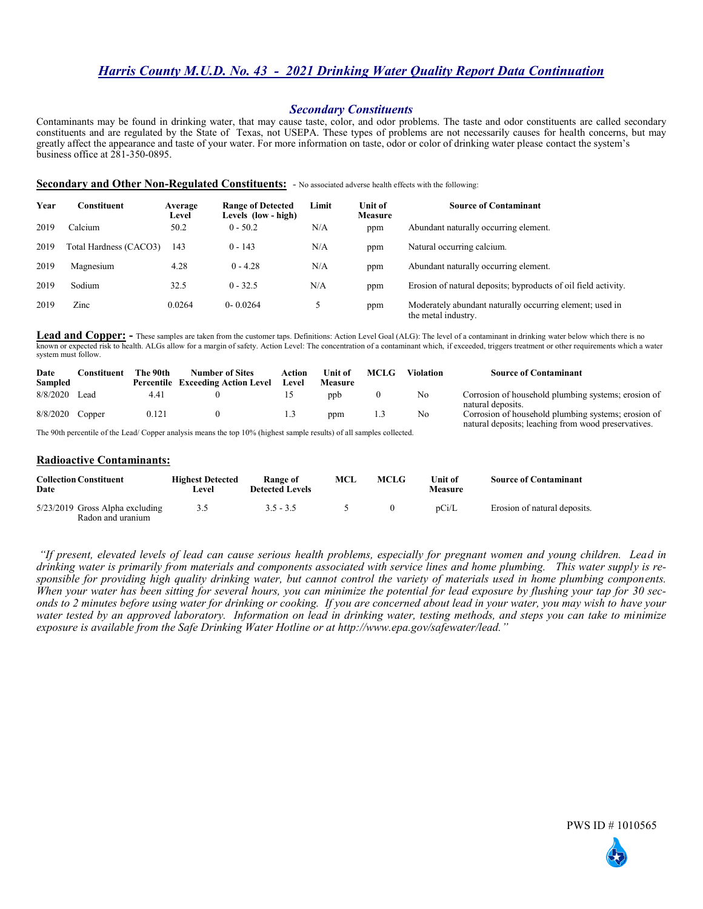# *Harris County M.U.D. No. 43 - 2021 Drinking Water Quality Report Data Continuation*

## *Secondary Constituents*

Contaminants may be found in drinking water, that may cause taste, color, and odor problems. The taste and odor constituents are called secondary constituents and are regulated by the State of Texas, not USEPA. These types of problems are not necessarily causes for health concerns, but may greatly affect the appearance and taste of your water. For more information on taste, odor or color of drinking water please contact the system's business office at 281-350-0895.

**Secondary and Other Non-Regulated Constituents:** - No associated adverse health effects with the following:

| Year | Constituent | Average Level | Range of Detected Levels (low - high) | Limit | Unit of Measure | Source of Contaminant |
|---|---|---|---|---|---|---|
| 2019 | Calcium | 50.2 | 0 - 50.2 | N/A | ppm | Abundant naturally occurring element. |
| 2019 | Total Hardness (CACO3) | 143 | 0 - 143 | N/A | ppm | Natural occurring calcium. |
| 2019 | Magnesium | 4.28 | 0 - 4.28 | N/A | ppm | Abundant naturally occurring element. |
| 2019 | Sodium | 32.5 | 0 - 32.5 | N/A | ppm | Erosion of natural deposits; byproducts of oil field activity. |
| 2019 | Zinc | 0.0264 | 0- 0.0264 | 5 | ppm | Moderately abundant naturally occurring element; used in the metal industry. |

**Lead and Copper: -** These samples are taken from the customer taps. Definitions: Action Level Goal (ALG): The level of a contaminant in drinking water below which there is no known or expected risk to health. ALGs allow for a margin of safety. Action Level: The concentration of a contaminant which, if exceeded, triggers treatment or other requirements which a water system must follow.

| Date Sampled | Constituent | The 90th Percentile | Number of Sites Exceeding Action Level | Action Level | Unit of Measure | MCLG | Violation | Source of Contaminant |
|---|---|---|---|---|---|---|---|---|
| 8/8/2020 | Lead | 4.41 | 0 | 15 | ppb | 0 | No | Corrosion of household plumbing systems; erosion of natural deposits. |
| 8/8/2020 | Copper | 0.121 | 0 | 1.3 | ppm | 1.3 | No | Corrosion of household plumbing systems; erosion of natural deposits; leaching from wood preservatives. |

The 90th percentile of the Lead/ Copper analysis means the top 10% (highest sample results) of all samples collected.

**Radioactive Contaminants:**

| Collection Date | Constituent | Highest Detected Level | Range of Detected Levels | MCL | MCLG | Unit of Measure | Source of Contaminant |
|---|---|---|---|---|---|---|---|
| 5/23/2019 | Gross Alpha excluding Radon and uranium | 3.5 | 3.5 - 3.5 | 5 | 0 | pCi/L | Erosion of natural deposits. |

*"If present, elevated levels of lead can cause serious health problems, especially for pregnant women and young children. Lead in drinking water is primarily from materials and components associated with service lines and home plumbing. This water supply is responsible for providing high quality drinking water, but cannot control the variety of materials used in home plumbing components. When your water has been sitting for several hours, you can minimize the potential for lead exposure by flushing your tap for 30 seconds to 2 minutes before using water for drinking or cooking. If you are concerned about lead in your water, you may wish to have your water tested by an approved laboratory. Information on lead in drinking water, testing methods, and steps you can take to minimize exposure is available from the Safe Drinking Water Hotline or at http://www.epa.gov/safewater/lead."*

PWS ID # 1010565